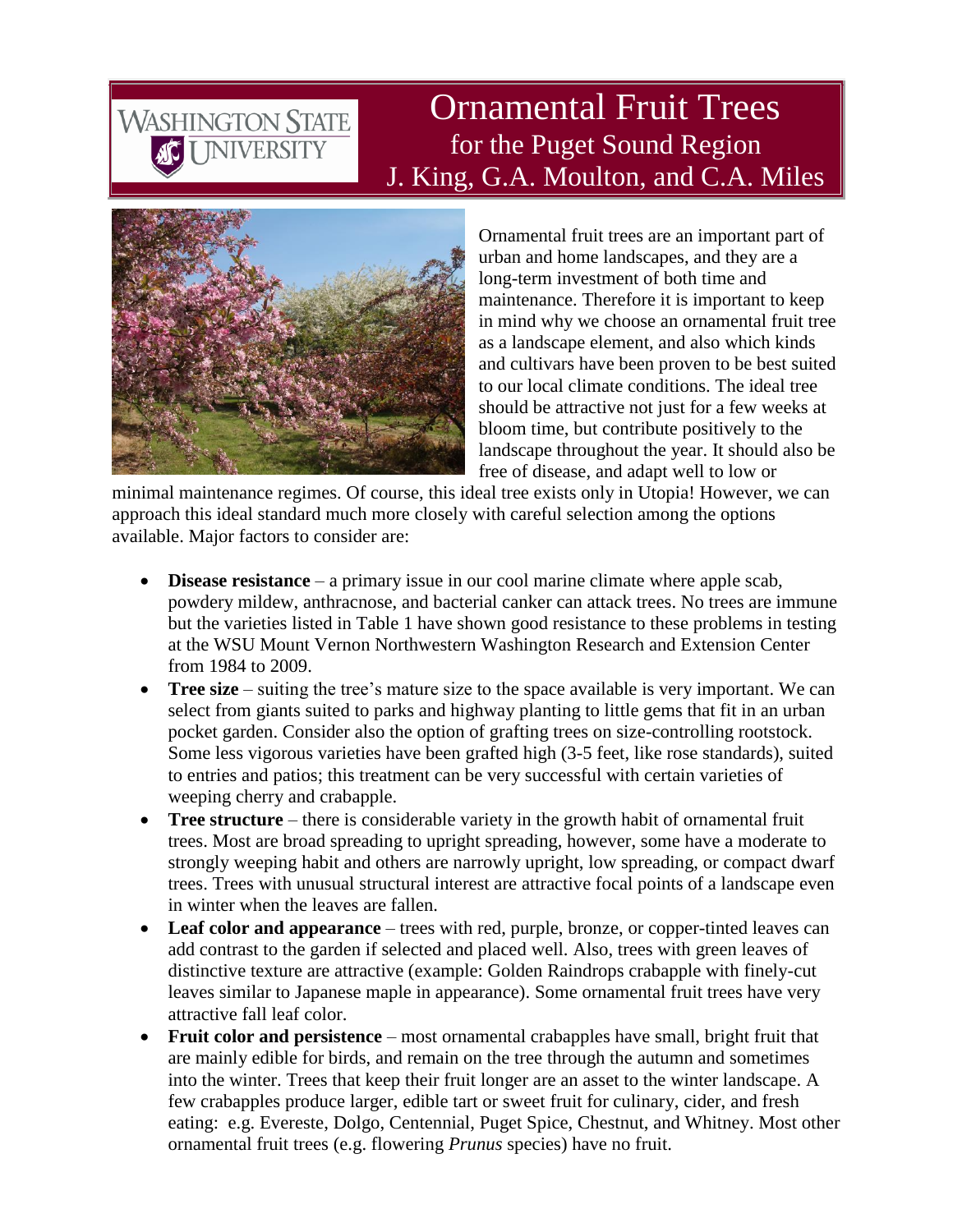# Ornamental Fruit Trees

## for the Puget Sound Region

J. King, G.A. Moulton, and C.A. Miles

Ornamental fruit trees are an important part of urban and home landscapes, and they are a long-term investment of both time and maintenance. Therefore it is important to keep in mind why we choose an ornamental fruit tree as a landscape element, and also which kinds and cultivars have been proven to be best suited to our local climate conditions. The ideal tree should be attractive not just for a few weeks at bloom time, but contribute positively to the landscape throughout the year. It should also be free of disease, and adapt well to low or minimal maintenance regimes. Of course, this ideal tree exists only in Utopia! However, we can approach this ideal standard much more closely with careful selection among the options available. Major factors to consider are:

- **Disease resistance** – a primary issue in our cool marine climate where apple scab, powdery mildew, anthracnose, and bacterial canker can attack trees. No trees are immune but the varieties listed in Table 1 have shown good resistance to these problems in testing at the WSU Mount Vernon Northwestern Washington Research and Extension Center from 1984 to 2009.
- **Tree size** – suiting the tree's mature size to the space available is very important. We can select from giants suited to parks and highway planting to little gems that fit in an urban pocket garden. Consider also the option of grafting trees on size-controlling rootstock. Some less vigorous varieties have been grafted high (3-5 feet, like rose standards), suited to entries and patios; this treatment can be very successful with certain varieties of weeping cherry and crabapple.
- **Tree structure** – there is considerable variety in the growth habit of ornamental fruit trees. Most are broad spreading to upright spreading, however, some have a moderate to strongly weeping habit and others are narrowly upright, low spreading, or compact dwarf trees. Trees with unusual structural interest are attractive focal points of a landscape even in winter when the leaves are fallen.
- **Leaf color and appearance** – trees with red, purple, bronze, or copper-tinted leaves can add contrast to the garden if selected and placed well. Also, trees with green leaves of distinctive texture are attractive (example: Golden Raindrops crabapple with finely-cut leaves similar to Japanese maple in appearance). Some ornamental fruit trees have very attractive fall leaf color.
- **Fruit color and persistence** – most ornamental crabapples have small, bright fruit that are mainly edible for birds, and remain on the tree through the autumn and sometimes into the winter. Trees that keep their fruit longer are an asset to the winter landscape. A few crabapples produce larger, edible tart or sweet fruit for culinary, cider, and fresh eating: e.g. Evereste, Dolgo, Centennial, Puget Spice, Chestnut, and Whitney. Most other ornamental fruit trees (e.g. flowering *Prunus* species) have no fruit.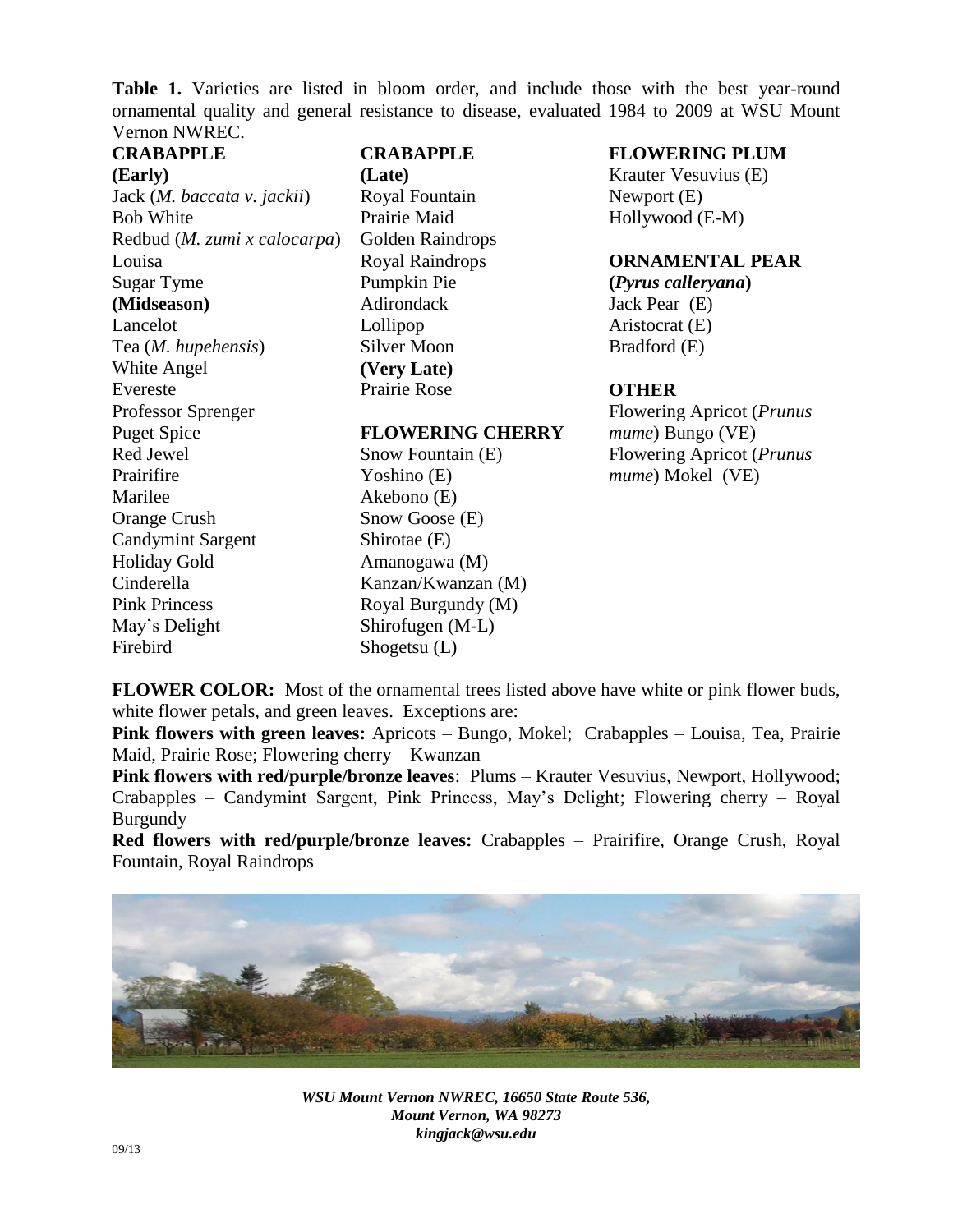**Table 1.** Varieties are listed in bloom order, and include those with the best year-round ornamental quality and general resistance to disease, evaluated 1984 to 2009 at WSU Mount Vernon NWREC.

**CRABAPPLE**

**(Early)**

Jack (*M. baccata v. jackii*)
Bob White
Redbud (*M. zumi x calocarpa*)
Louisa
Sugar Tyme

**(Midseason)**

Lancelot
Tea (*M. hupehensis*)
White Angel
Evereste
Professor Sprenger
Puget Spice
Red Jewel
Prairifire
Marilee
Orange Crush
Candymint Sargent
Holiday Gold
Cinderella
Pink Princess
May's Delight
Firebird

**CRABAPPLE**

**(Late)**

Royal Fountain
Prairie Maid
Golden Raindrops
Royal Raindrops
Pumpkin Pie
Adirondack
Lollipop
Silver Moon

**(Very Late)**

Prairie Rose

**FLOWERING CHERRY**

Snow Fountain (E)
Yoshino (E)
Akebono (E)
Snow Goose (E)
Shirotae (E)
Amanogawa (M)
Kanzan/Kwanzan (M)
Royal Burgundy (M)
Shirofugen (M-L)
Shogetsu (L)

**FLOWERING PLUM**

Krauter Vesuvius (E)
Newport (E)
Hollywood (E-M)

**ORNAMENTAL PEAR**

**(*Pyrus calleryana*)**

Jack Pear (E)
Aristocrat (E)
Bradford (E)

**OTHER**

Flowering Apricot (*Prunus mume*) Bungo (VE)
Flowering Apricot (*Prunus mume*) Mokel (VE)

**FLOWER COLOR:** Most of the ornamental trees listed above have white or pink flower buds, white flower petals, and green leaves. Exceptions are:

**Pink flowers with green leaves:** Apricots – Bungo, Mokel; Crabapples – Louisa, Tea, Prairie Maid, Prairie Rose; Flowering cherry – Kwanzan

**Pink flowers with red/purple/bronze leaves**: Plums – Krauter Vesuvius, Newport, Hollywood; Crabapples – Candymint Sargent, Pink Princess, May's Delight; Flowering cherry – Royal Burgundy

**Red flowers with red/purple/bronze leaves:** Crabapples – Prairifire, Orange Crush, Royal Fountain, Royal Raindrops

*WSU Mount Vernon NWREC, 16650 State Route 536,*
*Mount Vernon, WA 98273*
*kingjack@wsu.edu*

09/13